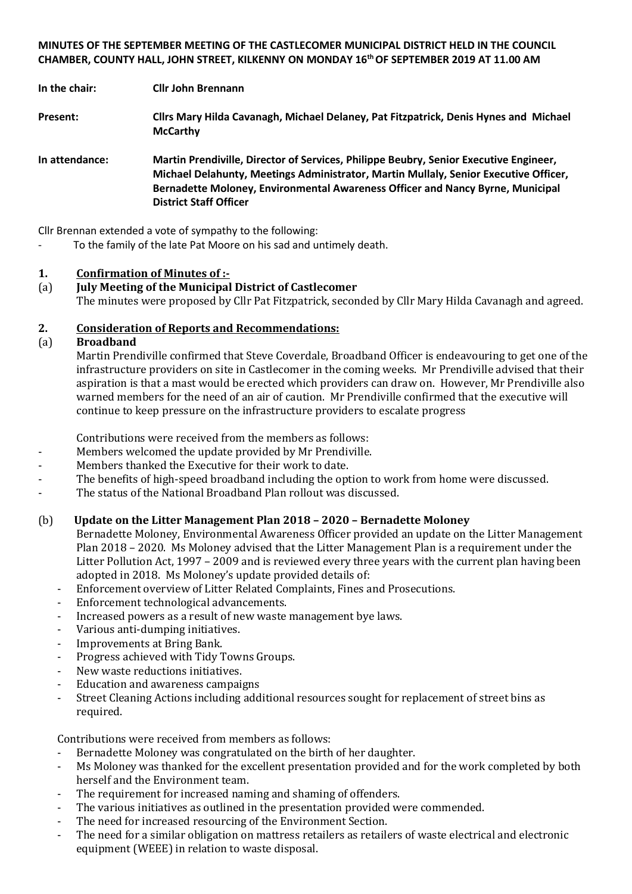**MINUTES OF THE SEPTEMBER MEETING OF THE CASTLECOMER MUNICIPAL DISTRICT HELD IN THE COUNCIL CHAMBER, COUNTY HALL, JOHN STREET, KILKENNY ON MONDAY 16th OF SEPTEMBER 2019 AT 11.00 AM**

| | |
|---|---|
| **In the chair:** | **Cllr John Brennann** |
| **Present:** | **Cllrs Mary Hilda Cavanagh, Michael Delaney, Pat Fitzpatrick, Denis Hynes and Michael McCarthy** |
| **In attendance:** | **Martin Prendiville, Director of Services, Philippe Beubry, Senior Executive Engineer, Michael Delahunty, Meetings Administrator, Martin Mullaly, Senior Executive Officer, Bernadette Moloney, Environmental Awareness Officer and Nancy Byrne, Municipal District Staff Officer** |

Cllr Brennan extended a vote of sympathy to the following:

- To the family of the late Pat Moore on his sad and untimely death.

**1. Confirmation of Minutes of :-**

**(a) July Meeting of the Municipal District of Castlecomer**

The minutes were proposed by Cllr Pat Fitzpatrick, seconded by Cllr Mary Hilda Cavanagh and agreed.

**2. Consideration of Reports and Recommendations:**

**(a) Broadband**

Martin Prendiville confirmed that Steve Coverdale, Broadband Officer is endeavouring to get one of the infrastructure providers on site in Castlecomer in the coming weeks. Mr Prendiville advised that their aspiration is that a mast would be erected which providers can draw on. However, Mr Prendiville also warned members for the need of an air of caution. Mr Prendiville confirmed that the executive will continue to keep pressure on the infrastructure providers to escalate progress

Contributions were received from the members as follows:

- Members welcomed the update provided by Mr Prendiville.
- Members thanked the Executive for their work to date.
- The benefits of high-speed broadband including the option to work from home were discussed.
- The status of the National Broadband Plan rollout was discussed.

**(b) Update on the Litter Management Plan 2018 – 2020 – Bernadette Moloney**

Bernadette Moloney, Environmental Awareness Officer provided an update on the Litter Management Plan 2018 – 2020. Ms Moloney advised that the Litter Management Plan is a requirement under the Litter Pollution Act, 1997 – 2009 and is reviewed every three years with the current plan having been adopted in 2018. Ms Moloney's update provided details of:

- Enforcement overview of Litter Related Complaints, Fines and Prosecutions.
- Enforcement technological advancements.
- Increased powers as a result of new waste management bye laws.
- Various anti-dumping initiatives.
- Improvements at Bring Bank.
- Progress achieved with Tidy Towns Groups.
- New waste reductions initiatives.
- Education and awareness campaigns
- Street Cleaning Actions including additional resources sought for replacement of street bins as required.

Contributions were received from members as follows:

- Bernadette Moloney was congratulated on the birth of her daughter.
- Ms Moloney was thanked for the excellent presentation provided and for the work completed by both herself and the Environment team.
- The requirement for increased naming and shaming of offenders.
- The various initiatives as outlined in the presentation provided were commended.
- The need for increased resourcing of the Environment Section.
- The need for a similar obligation on mattress retailers as retailers of waste electrical and electronic equipment (WEEE) in relation to waste disposal.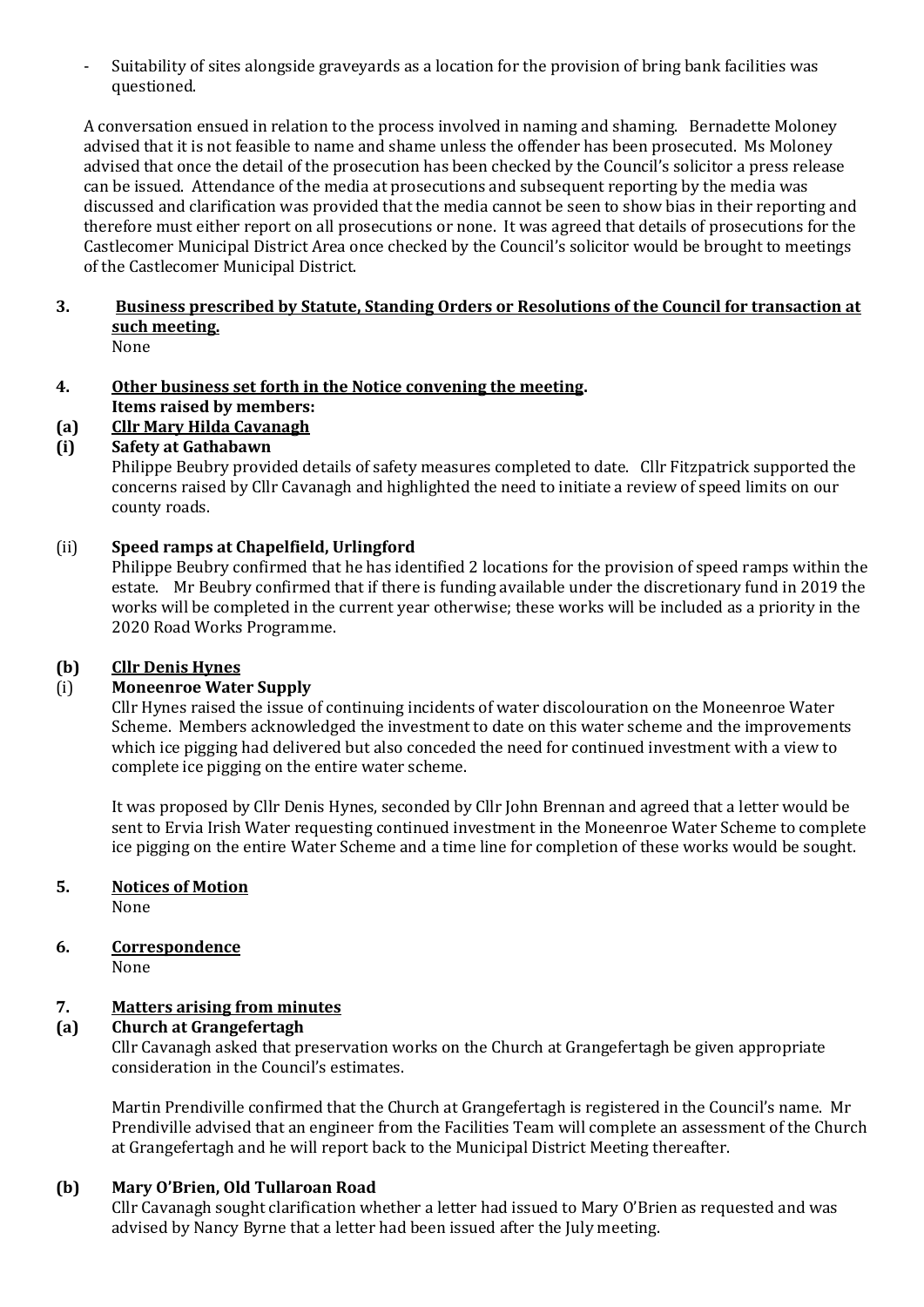- Suitability of sites alongside graveyards as a location for the provision of bring bank facilities was questioned.

A conversation ensued in relation to the process involved in naming and shaming. Bernadette Moloney advised that it is not feasible to name and shame unless the offender has been prosecuted. Ms Moloney advised that once the detail of the prosecution has been checked by the Council's solicitor a press release can be issued. Attendance of the media at prosecutions and subsequent reporting by the media was discussed and clarification was provided that the media cannot be seen to show bias in their reporting and therefore must either report on all prosecutions or none. It was agreed that details of prosecutions for the Castlecomer Municipal District Area once checked by the Council's solicitor would be brought to meetings of the Castlecomer Municipal District.

**3. <u>Business prescribed by Statute, Standing Orders or Resolutions of the Council for transaction at such meeting.</u>**

None

**4. <u>Other business set forth in the Notice convening the meeting</u>.**

**Items raised by members:**

**(a) <u>Cllr Mary Hilda Cavanagh</u>**

**(i) Safety at Gathabawn**

Philippe Beubry provided details of safety measures completed to date. Cllr Fitzpatrick supported the concerns raised by Cllr Cavanagh and highlighted the need to initiate a review of speed limits on our county roads.

(ii) **Speed ramps at Chapelfield, Urlingford**

Philippe Beubry confirmed that he has identified 2 locations for the provision of speed ramps within the estate. Mr Beubry confirmed that if there is funding available under the discretionary fund in 2019 the works will be completed in the current year otherwise; these works will be included as a priority in the 2020 Road Works Programme.

**(b) <u>Cllr Denis Hynes</u>**

(i) **Moneenroe Water Supply**

Cllr Hynes raised the issue of continuing incidents of water discolouration on the Moneenroe Water Scheme. Members acknowledged the investment to date on this water scheme and the improvements which ice pigging had delivered but also conceded the need for continued investment with a view to complete ice pigging on the entire water scheme.

It was proposed by Cllr Denis Hynes, seconded by Cllr John Brennan and agreed that a letter would be sent to Ervia Irish Water requesting continued investment in the Moneenroe Water Scheme to complete ice pigging on the entire Water Scheme and a time line for completion of these works would be sought.

**5. <u>Notices of Motion</u>**

None

**6. <u>Correspondence</u>**

None

**7. <u>Matters arising from minutes</u>**

**(a) Church at Grangefertagh**

Cllr Cavanagh asked that preservation works on the Church at Grangefertagh be given appropriate consideration in the Council's estimates.

Martin Prendiville confirmed that the Church at Grangefertagh is registered in the Council's name. Mr Prendiville advised that an engineer from the Facilities Team will complete an assessment of the Church at Grangefertagh and he will report back to the Municipal District Meeting thereafter.

**(b) Mary O'Brien, Old Tullaroan Road**

Cllr Cavanagh sought clarification whether a letter had issued to Mary O'Brien as requested and was advised by Nancy Byrne that a letter had been issued after the July meeting.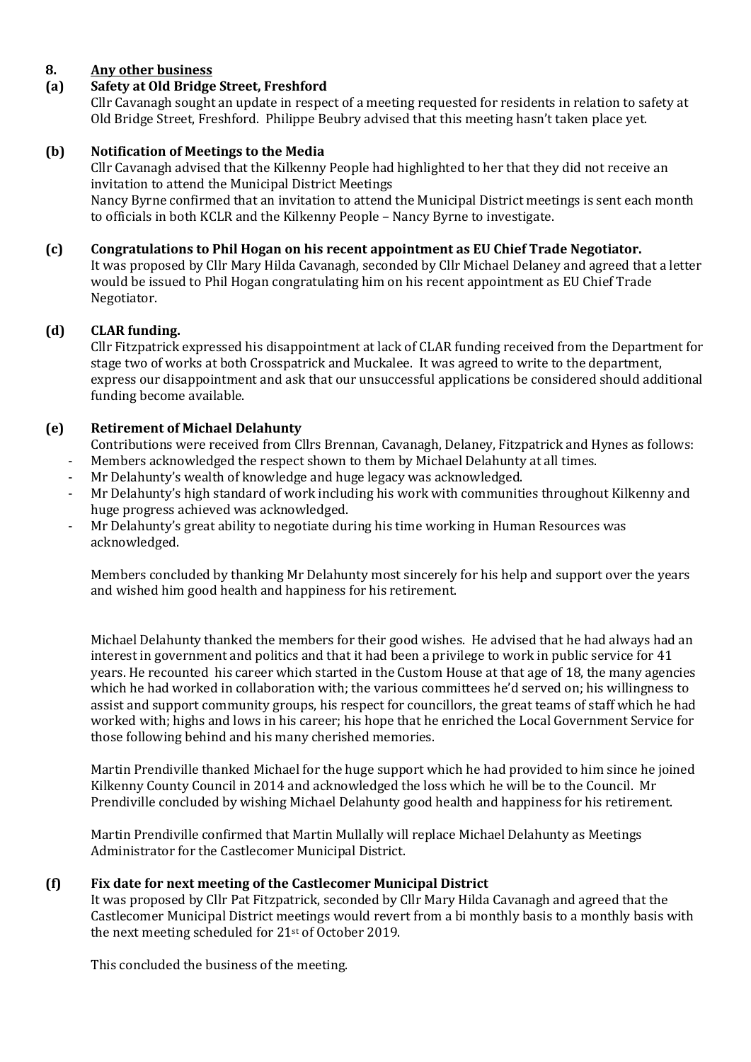## 8. Any other business

### (a) Safety at Old Bridge Street, Freshford

Cllr Cavanagh sought an update in respect of a meeting requested for residents in relation to safety at Old Bridge Street, Freshford. Philippe Beubry advised that this meeting hasn't taken place yet.

### (b) Notification of Meetings to the Media

Cllr Cavanagh advised that the Kilkenny People had highlighted to her that they did not receive an invitation to attend the Municipal District Meetings

Nancy Byrne confirmed that an invitation to attend the Municipal District meetings is sent each month to officials in both KCLR and the Kilkenny People – Nancy Byrne to investigate.

### (c) Congratulations to Phil Hogan on his recent appointment as EU Chief Trade Negotiator.

It was proposed by Cllr Mary Hilda Cavanagh, seconded by Cllr Michael Delaney and agreed that a letter would be issued to Phil Hogan congratulating him on his recent appointment as EU Chief Trade Negotiator.

### (d) CLAR funding.

Cllr Fitzpatrick expressed his disappointment at lack of CLAR funding received from the Department for stage two of works at both Crosspatrick and Muckalee. It was agreed to write to the department, express our disappointment and ask that our unsuccessful applications be considered should additional funding become available.

### (e) Retirement of Michael Delahunty

Contributions were received from Cllrs Brennan, Cavanagh, Delaney, Fitzpatrick and Hynes as follows:

- Members acknowledged the respect shown to them by Michael Delahunty at all times.
- Mr Delahunty's wealth of knowledge and huge legacy was acknowledged.
- Mr Delahunty's high standard of work including his work with communities throughout Kilkenny and huge progress achieved was acknowledged.
- Mr Delahunty's great ability to negotiate during his time working in Human Resources was acknowledged.

Members concluded by thanking Mr Delahunty most sincerely for his help and support over the years and wished him good health and happiness for his retirement.

Michael Delahunty thanked the members for their good wishes. He advised that he had always had an interest in government and politics and that it had been a privilege to work in public service for 41 years. He recounted his career which started in the Custom House at that age of 18, the many agencies which he had worked in collaboration with; the various committees he'd served on; his willingness to assist and support community groups, his respect for councillors, the great teams of staff which he had worked with; highs and lows in his career; his hope that he enriched the Local Government Service for those following behind and his many cherished memories.

Martin Prendiville thanked Michael for the huge support which he had provided to him since he joined Kilkenny County Council in 2014 and acknowledged the loss which he will be to the Council. Mr Prendiville concluded by wishing Michael Delahunty good health and happiness for his retirement.

Martin Prendiville confirmed that Martin Mullally will replace Michael Delahunty as Meetings Administrator for the Castlecomer Municipal District.

### (f) Fix date for next meeting of the Castlecomer Municipal District

It was proposed by Cllr Pat Fitzpatrick, seconded by Cllr Mary Hilda Cavanagh and agreed that the Castlecomer Municipal District meetings would revert from a bi monthly basis to a monthly basis with the next meeting scheduled for 21st of October 2019.

This concluded the business of the meeting.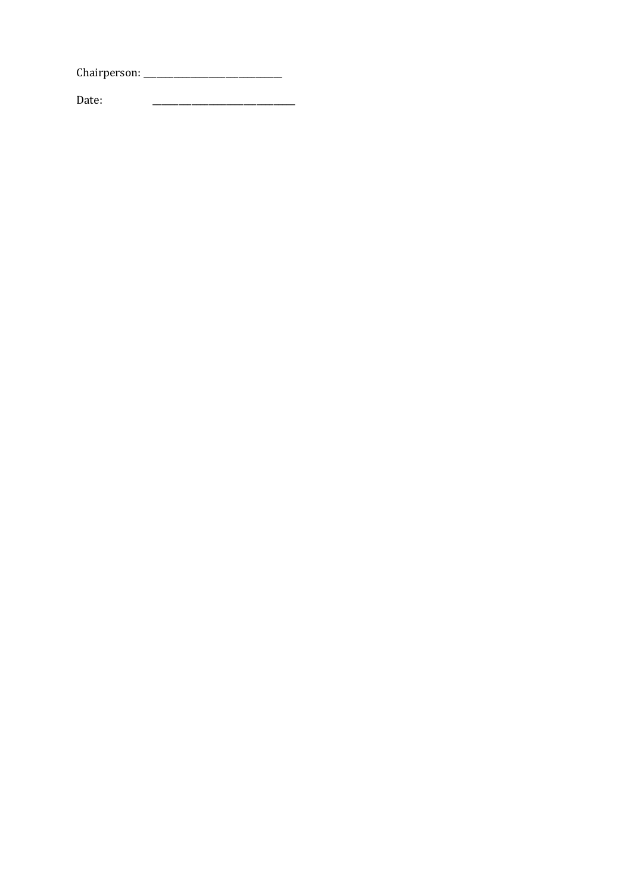Chairperson: ______________________________

Date: ______________________________